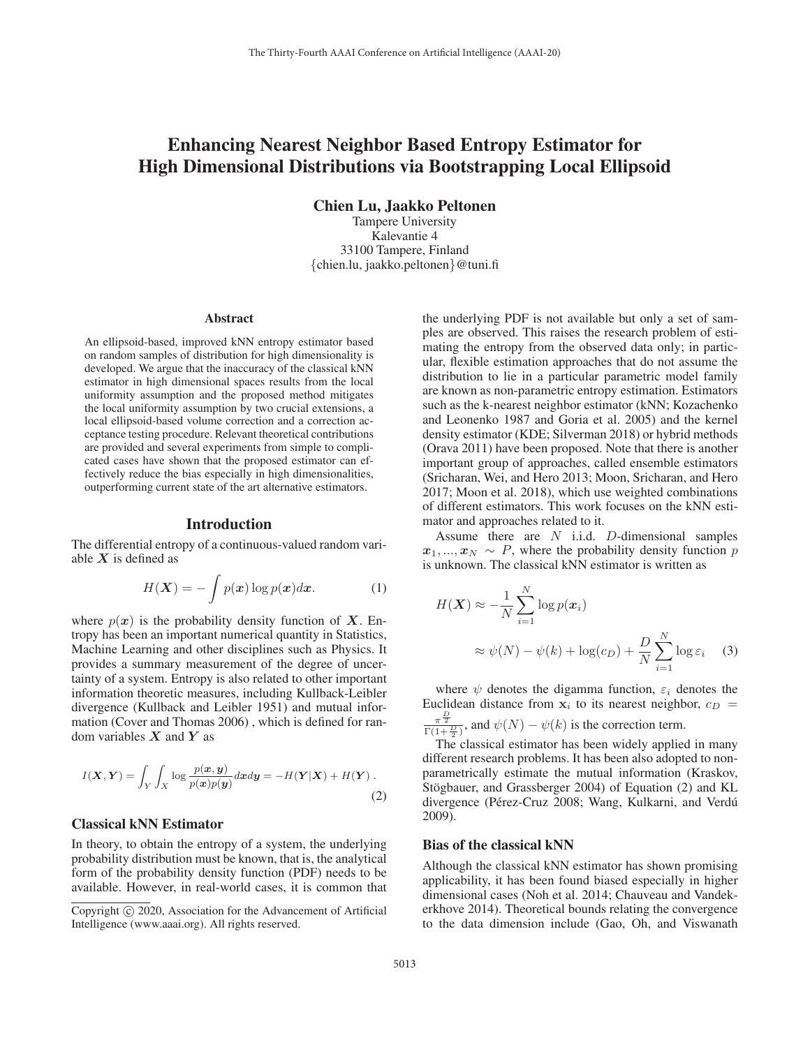# Enhancing Nearest Neighbor Based Entropy Estimator for High Dimensional Distributions via Bootstrapping Local Ellipsoid

**Chien Lu, Jaakko Peltonen**

Tampere University
Kalevantie 4
33100 Tampere, Finland
{chien.lu, jaakko.peltonen}@tuni.fi

### Abstract

An ellipsoid-based, improved kNN entropy estimator based on random samples of distribution for high dimensionality is developed. We argue that the inaccuracy of the classical kNN estimator in high dimensional spaces results from the local uniformity assumption and the proposed method mitigates the local uniformity assumption by two crucial extensions, a local ellipsoid-based volume correction and a correction acceptance testing procedure. Relevant theoretical contributions are provided and several experiments from simple to complicated cases have shown that the proposed estimator can effectively reduce the bias especially in high dimensionalities, outperforming current state of the art alternative estimators.

## Introduction

The differential entropy of a continuous-valued random variable $\boldsymbol{X}$ is defined as

$$H(\boldsymbol{X}) = -\int p(\boldsymbol{x}) \log p(\boldsymbol{x}) d\boldsymbol{x}. \tag{1}$$

where $p(\boldsymbol{x})$ is the probability density function of $\boldsymbol{X}$. Entropy has been an important numerical quantity in Statistics, Machine Learning and other disciplines such as Physics. It provides a summary measurement of the degree of uncertainty of a system. Entropy is also related to other important information theoretic measures, including Kullback-Leibler divergence (Kullback and Leibler 1951) and mutual information (Cover and Thomas 2006) , which is defined for random variables $\boldsymbol{X}$ and $\boldsymbol{Y}$ as

$$I(\boldsymbol{X}, \boldsymbol{Y}) = \int_Y \int_X \log \frac{p(\boldsymbol{x}, \boldsymbol{y})}{p(\boldsymbol{x})p(\boldsymbol{y})} d\boldsymbol{x} d\boldsymbol{y} = -H(\boldsymbol{Y}|\boldsymbol{X}) + H(\boldsymbol{Y}) \ . \tag{2}$$

### Classical kNN Estimator

In theory, to obtain the entropy of a system, the underlying probability distribution must be known, that is, the analytical form of the probability density function (PDF) needs to be available. However, in real-world cases, it is common that the underlying PDF is not available but only a set of samples are observed. This raises the research problem of estimating the entropy from the observed data only; in particular, flexible estimation approaches that do not assume the distribution to lie in a particular parametric model family are known as non-parametric entropy estimation. Estimators such as the k-nearest neighbor estimator (kNN; Kozachenko and Leonenko 1987 and Goria et al. 2005) and the kernel density estimator (KDE; Silverman 2018) or hybrid methods (Orava 2011) have been proposed. Note that there is another important group of approaches, called ensemble estimators (Sricharan, Wei, and Hero 2013; Moon, Sricharan, and Hero 2017; Moon et al. 2018), which use weighted combinations of different estimators. This work focuses on the kNN estimator and approaches related to it.

Assume there are $N$ i.i.d. $D$-dimensional samples $\boldsymbol{x}_1, ..., \boldsymbol{x}_N \sim P$, where the probability density function $p$ is unknown. The classical kNN estimator is written as

$$\begin{aligned} H(\boldsymbol{X}) &\approx -\frac{1}{N} \sum_{i=1}^{N} \log p(\boldsymbol{x}_i) \\ &\approx \psi(N) - \psi(k) + \log(c_D) + \frac{D}{N} \sum_{i=1}^{N} \log \varepsilon_i \end{aligned} \tag{3}$$

where $\psi$ denotes the digamma function, $\varepsilon_i$ denotes the Euclidean distance from $\mathbf{x}_i$ to its nearest neighbor, $c_D = \frac{\pi^{\frac{D}{2}}}{\Gamma(1+\frac{D}{2})}$, and $\psi(N) - \psi(k)$ is the correction term.

The classical estimator has been widely applied in many different research problems. It has been also adopted to nonparametrically estimate the mutual information (Kraskov, Stögbauer, and Grassberger 2004) of Equation (2) and KL divergence (Pérez-Cruz 2008; Wang, Kulkarni, and Verdú 2009).

### Bias of the classical kNN

Although the classical kNN estimator has shown promising applicability, it has been found biased especially in higher dimensional cases (Noh et al. 2014; Chauveau and Vandekerkhove 2014). Theoretical bounds relating the convergence to the data dimension include (Gao, Oh, and Viswanath

Copyright © 2020, Association for the Advancement of Artificial Intelligence (www.aaai.org). All rights reserved.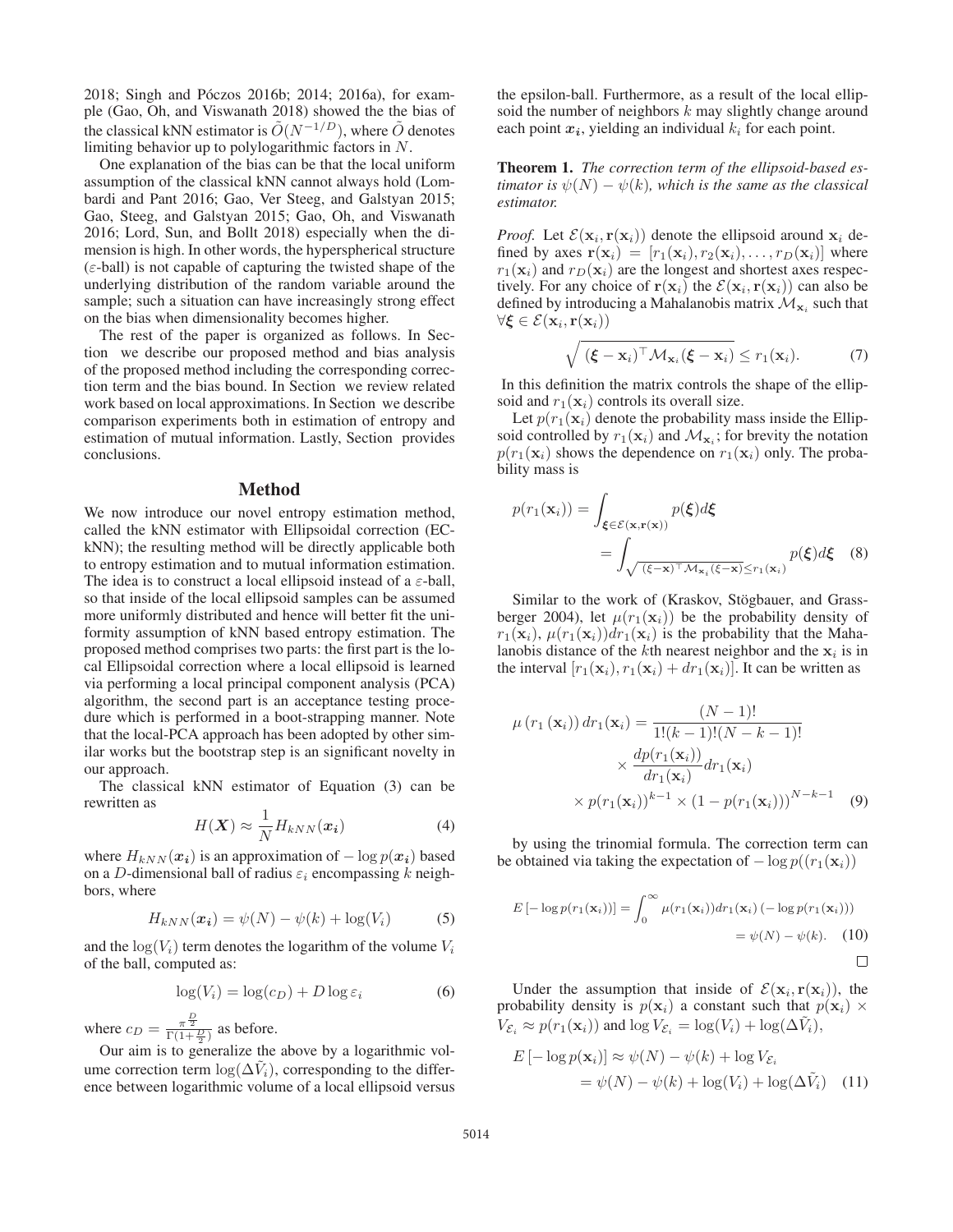2018; Singh and Póczos 2016b; 2014; 2016a), for example (Gao, Oh, and Viswanath 2018) showed the the bias of the classical kNN estimator is $\tilde{O}(N^{-1/D})$, where $\tilde{O}$ denotes limiting behavior up to polylogarithmic factors in $N$.

One explanation of the bias can be that the local uniform assumption of the classical kNN cannot always hold (Lombardi and Pant 2016; Gao, Ver Steeg, and Galstyan 2015; Gao, Steeg, and Galstyan 2015; Gao, Oh, and Viswanath 2016; Lord, Sun, and Bollt 2018) especially when the dimension is high. In other words, the hyperspherical structure ($\varepsilon$-ball) is not capable of capturing the twisted shape of the underlying distribution of the random variable around the sample; such a situation can have increasingly strong effect on the bias when dimensionality becomes higher.

The rest of the paper is organized as follows. In Section we describe our proposed method and bias analysis of the proposed method including the corresponding correction term and the bias bound. In Section we review related work based on local approximations. In Section we describe comparison experiments both in estimation of entropy and estimation of mutual information. Lastly, Section provides conclusions.

## Method

We now introduce our novel entropy estimation method, called the kNN estimator with Ellipsoidal correction (EC-kNN); the resulting method will be directly applicable both to entropy estimation and to mutual information estimation. The idea is to construct a local ellipsoid instead of a $\varepsilon$-ball, so that inside of the local ellipsoid samples can be assumed more uniformly distributed and hence will better fit the uniformity assumption of kNN based entropy estimation. The proposed method comprises two parts: the first part is the local Ellipsoidal correction where a local ellipsoid is learned via performing a local principal component analysis (PCA) algorithm, the second part is an acceptance testing procedure which is performed in a boot-strapping manner. Note that the local-PCA approach has been adopted by other similar works but the bootstrap step is an significant novelty in our approach.

The classical kNN estimator of Equation (3) can be rewritten as

$$H(\boldsymbol{X}) \approx \frac{1}{N} H_{kNN}(\boldsymbol{x_i}) \tag{4}$$

where $H_{kNN}(\boldsymbol{x_i})$ is an approximation of $-\log p(\boldsymbol{x_i})$ based on a $D$-dimensional ball of radius $\varepsilon_i$ encompassing $k$ neighbors, where

$$H_{kNN}(\boldsymbol{x_i}) = \psi(N) - \psi(k) + \log(V_i) \tag{5}$$

and the $\log(V_i)$ term denotes the logarithm of the volume $V_i$ of the ball, computed as:

$$\log(V_i) = \log(c_D) + D \log \varepsilon_i \tag{6}$$

where $c_D = \frac{\pi^{\frac{D}{2}}}{\Gamma(1+\frac{D}{2})}$ as before.

Our aim is to generalize the above by a logarithmic volume correction term $\log(\Delta\tilde{V}_i)$, corresponding to the difference between logarithmic volume of a local ellipsoid versus the epsilon-ball. Furthermore, as a result of the local ellipsoid the number of neighbors $k$ may slightly change around each point $\boldsymbol{x_i}$, yielding an individual $k_i$ for each point.

**Theorem 1.** *The correction term of the ellipsoid-based estimator is $\psi(N) - \psi(k)$, which is the same as the classical estimator.*

*Proof.* Let $\mathcal{E}(\mathbf{x}_i, \mathbf{r}(\mathbf{x}_i))$ denote the ellipsoid around $\mathbf{x}_i$ defined by axes $\mathbf{r}(\mathbf{x}_i) = [r_1(\mathbf{x}_i), r_2(\mathbf{x}_i), \ldots, r_D(\mathbf{x}_i)]$ where $r_1(\mathbf{x}_i)$ and $r_D(\mathbf{x}_i)$ are the longest and shortest axes respectively. For any choice of $\mathbf{r}(\mathbf{x}_i)$ the $\mathcal{E}(\mathbf{x}_i, \mathbf{r}(\mathbf{x}_i))$ can also be defined by introducing a Mahalanobis matrix $\mathcal{M}_{\mathbf{x}_i}$ such that $\forall \boldsymbol{\xi} \in \mathcal{E}(\mathbf{x}_i, \mathbf{r}(\mathbf{x}_i))$

$$\sqrt{(\boldsymbol{\xi} - \mathbf{x}_i)^\top \mathcal{M}_{\mathbf{x}_i} (\boldsymbol{\xi} - \mathbf{x}_i)} \leq r_1(\mathbf{x}_i). \tag{7}$$

In this definition the matrix controls the shape of the ellipsoid and $r_1(\mathbf{x}_i)$ controls its overall size.

Let $p(r_1(\mathbf{x}_i))$ denote the probability mass inside the Ellipsoid controlled by $r_1(\mathbf{x}_i)$ and $\mathcal{M}_{\mathbf{x}_i}$; for brevity the notation $p(r_1(\mathbf{x}_i))$ shows the dependence on $r_1(\mathbf{x}_i)$ only. The probability mass is

$$\begin{aligned} p(r_1(\mathbf{x}_i)) &= \int_{\boldsymbol{\xi} \in \mathcal{E}(\mathbf{x}, \mathbf{r}(\mathbf{x}))} p(\boldsymbol{\xi}) d\boldsymbol{\xi} \\ &= \int_{\sqrt{(\xi - \mathbf{x})^\top \mathcal{M}_{\mathbf{x}_i} (\xi - \mathbf{x})} \leq r_1(\mathbf{x}_i)} p(\boldsymbol{\xi}) d\boldsymbol{\xi} \end{aligned} \tag{8}$$

Similar to the work of (Kraskov, Stögbauer, and Grassberger 2004), let $\mu(r_1(\mathbf{x}_i))$ be the probability density of $r_1(\mathbf{x}_i)$, $\mu(r_1(\mathbf{x}_i))dr_1(\mathbf{x}_i)$ is the probability that the Mahalanobis distance of the $k$th nearest neighbor and the $\mathbf{x}_i$ is in the interval $[r_1(\mathbf{x}_i), r_1(\mathbf{x}_i) + dr_1(\mathbf{x}_i)]$. It can be written as

$$\begin{aligned} \mu\left(r_1\left(\mathbf{x}_i\right)\right) dr_1(\mathbf{x}_i) &= \frac{(N-1)!}{1!(k-1)!(N-k-1)!} \\ &\times \frac{dp(r_1(\mathbf{x}_i))}{dr_1(\mathbf{x}_i)} dr_1(\mathbf{x}_i) \\ &\times p(r_1(\mathbf{x}_i))^{k-1} \times \left(1 - p(r_1(\mathbf{x}_i))\right)^{N-k-1} \end{aligned} \tag{9}$$

by using the trinomial formula. The correction term can be obtained via taking the expectation of $-\log p((r_1(\mathbf{x}_i))$

$$\begin{aligned} E\left[-\log p(r_1(\mathbf{x}_i))\right] &= \int_0^\infty \mu(r_1(\mathbf{x}_i)) dr_1(\mathbf{x}_i) \left(-\log p(r_1(\mathbf{x}_i))\right) \\ &= \psi(N) - \psi(k). \end{aligned} \tag{10}$$

□

Under the assumption that inside of $\mathcal{E}(\mathbf{x}_i, \mathbf{r}(\mathbf{x}_i))$, the probability density is $p(\mathbf{x}_i)$ a constant such that $p(\mathbf{x}_i) \times V_{\mathcal{E}_i} \approx p(r_1(\mathbf{x}_i))$ and $\log V_{\mathcal{E}_i} = \log(V_i) + \log(\Delta\tilde{V}_i)$,

$$\begin{aligned} E\left[-\log p(\mathbf{x}_i)\right] &\approx \psi(N) - \psi(k) + \log V_{\mathcal{E}_i} \\ &= \psi(N) - \psi(k) + \log(V_i) + \log(\Delta\tilde{V}_i) \end{aligned} \tag{11}$$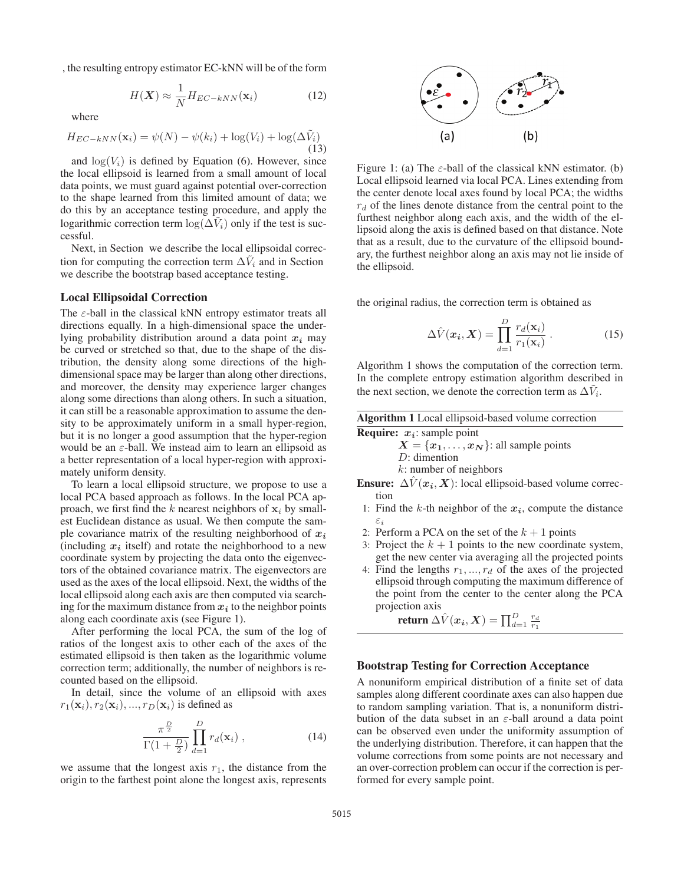, the resulting entropy estimator EC-kNN will be of the form

$$H(\boldsymbol{X}) \approx \frac{1}{N} H_{EC-kNN}(\mathbf{x}_i) \tag{12}$$

where

$$H_{EC-kNN}(\mathbf{x}_i) = \psi(N) - \psi(k_i) + \log(V_i) + \log(\Delta\tilde{V}_i) \tag{13}$$

and $\log(V_i)$ is defined by Equation (6). However, since the local ellipsoid is learned from a small amount of local data points, we must guard against potential over-correction to the shape learned from this limited amount of data; we do this by an acceptance testing procedure, and apply the logarithmic correction term $\log(\Delta\tilde{V}_i)$ only if the test is successful.

Next, in Section  we describe the local ellipsoidal correction for computing the correction term $\Delta\tilde{V}_i$ and in Section  we describe the bootstrap based acceptance testing.

## Local Ellipsoidal Correction

The $\varepsilon$-ball in the classical kNN entropy estimator treats all directions equally. In a high-dimensional space the underlying probability distribution around a data point $\boldsymbol{x_i}$ may be curved or stretched so that, due to the shape of the distribution, the density along some directions of the high-dimensional space may be larger than along other directions, and moreover, the density may experience larger changes along some directions than along others. In such a situation, it can still be a reasonable approximation to assume the density to be approximately uniform in a small hyper-region, but it is no longer a good assumption that the hyper-region would be an $\varepsilon$-ball. We instead aim to learn an ellipsoid as a better representation of a local hyper-region with approximately uniform density.

To learn a local ellipsoid structure, we propose to use a local PCA based approach as follows. In the local PCA approach, we first find the $k$ nearest neighbors of $\mathbf{x}_i$ by smallest Euclidean distance as usual. We then compute the sample covariance matrix of the resulting neighborhood of $\boldsymbol{x_i}$ (including $\boldsymbol{x_i}$ itself) and rotate the neighborhood to a new coordinate system by projecting the data onto the eigenvectors of the obtained covariance matrix. The eigenvectors are used as the axes of the local ellipsoid. Next, the widths of the local ellipsoid along each axis are then computed via searching for the maximum distance from $\boldsymbol{x_i}$ to the neighbor points along each coordinate axis (see Figure 1).

After performing the local PCA, the sum of the log of ratios of the longest axis to other each of the axes of the estimated ellipsoid is then taken as the logarithmic volume correction term; additionally, the number of neighbors is recounted based on the ellipsoid.

In detail, since the volume of an ellipsoid with axes $r_1(\mathbf{x}_i), r_2(\mathbf{x}_i), ..., r_D(\mathbf{x}_i)$ is defined as

$$\frac{\pi^{\frac{D}{2}}}{\Gamma(1+\frac{D}{2})} \prod_{d=1}^{D} r_d(\mathbf{x}_i) \,, \tag{14}$$

we assume that the longest axis $r_1$, the distance from the origin to the farthest point alone the longest axis, represents the original radius, the correction term is obtained as

$$\Delta\hat{V}(\boldsymbol{x_i}, \boldsymbol{X}) = \prod_{d=1}^{D} \frac{r_d(\mathbf{x}_i)}{r_1(\mathbf{x}_i)} \,. \tag{15}$$

Figure 1: (a) The $\varepsilon$-ball of the classical kNN estimator. (b) Local ellipsoid learned via local PCA. Lines extending from the center denote local axes found by local PCA; the widths $r_d$ of the lines denote distance from the central point to the furthest neighbor along each axis, and the width of the ellipsoid along the axis is defined based on that distance. Note that as a result, due to the curvature of the ellipsoid boundary, the furthest neighbor along an axis may not lie inside of the ellipsoid.

Algorithm 1 shows the computation of the correction term. In the complete entropy estimation algorithm described in the next section, we denote the correction term as $\Delta\tilde{V}_i$.

**Algorithm 1** Local ellipsoid-based volume correction

**Require:** $\boldsymbol{x_i}$: sample point
- $\boldsymbol{X} = \{\boldsymbol{x_1}, \ldots, \boldsymbol{x_N}\}$: all sample points
- $D$: dimention
- $k$: number of neighbors

**Ensure:** $\Delta\hat{V}(\boldsymbol{x_i}, \boldsymbol{X})$: local ellipsoid-based volume correction

1: Find the $k$-th neighbor of the $\boldsymbol{x_i}$, compute the distance $\varepsilon_i$
2: Perform a PCA on the set of the $k+1$ points
3: Project the $k+1$ points to the new coordinate system, get the new center via averaging all the projected points
4: Find the lengths $r_1, ..., r_d$ of the axes of the projected ellipsoid through computing the maximum difference of the point from the center to the center along the PCA projection axis

**return** $\Delta\hat{V}(\boldsymbol{x_i}, \boldsymbol{X}) = \prod_{d=1}^{D} \frac{r_d}{r_1}$

## Bootstrap Testing for Correction Acceptance

A nonuniform empirical distribution of a finite set of data samples along different coordinate axes can also happen due to random sampling variation. That is, a nonuniform distribution of the data subset in an $\varepsilon$-ball around a data point can be observed even under the uniformity assumption of the underlying distribution. Therefore, it can happen that the volume corrections from some points are not necessary and an over-correction problem can occur if the correction is performed for every sample point.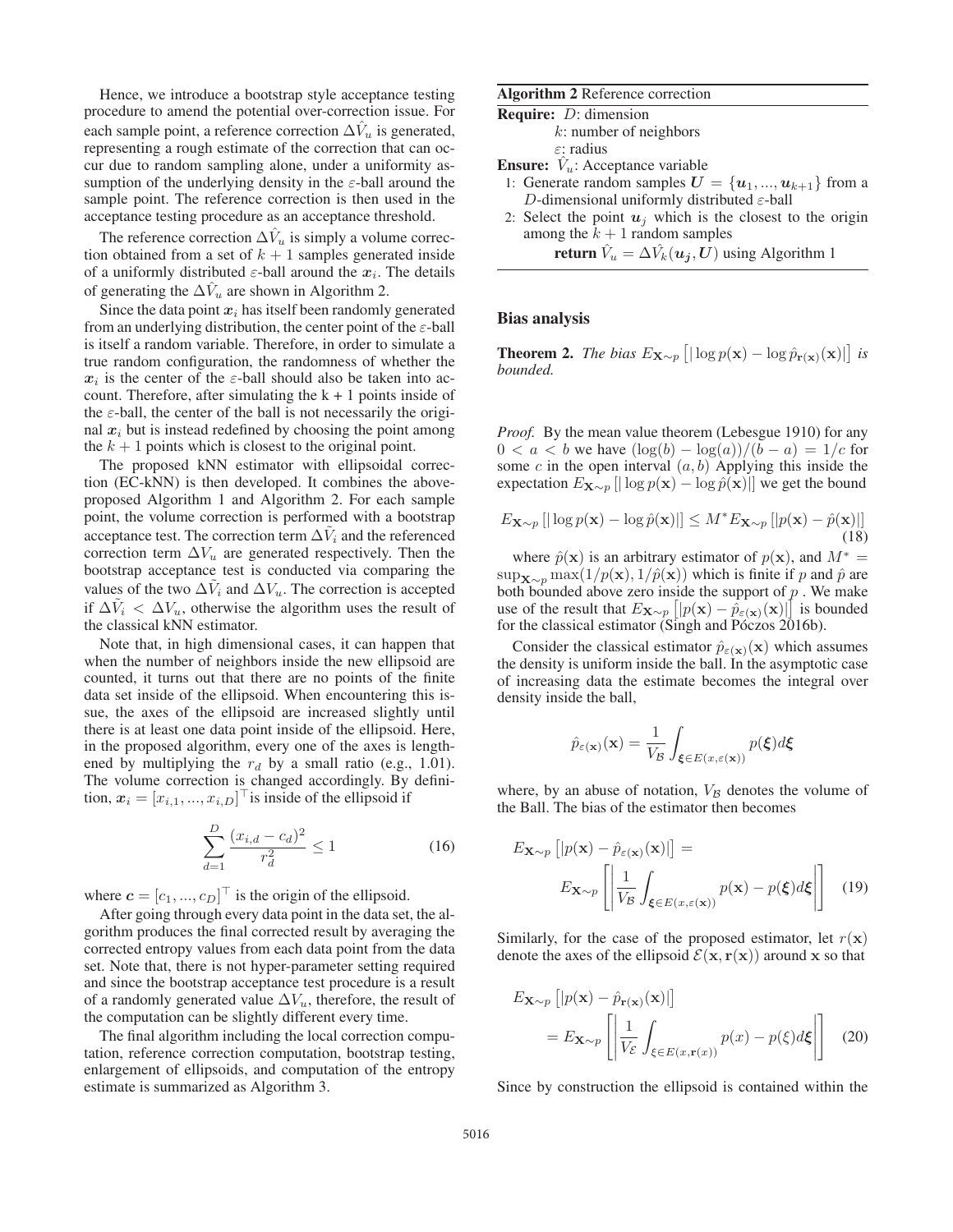Hence, we introduce a bootstrap style acceptance testing procedure to amend the potential over-correction issue. For each sample point, a reference correction $\Delta\hat{V}_u$ is generated, representing a rough estimate of the correction that can occur due to random sampling alone, under a uniformity assumption of the underlying density in the $\varepsilon$-ball around the sample point. The reference correction is then used in the acceptance testing procedure as an acceptance threshold.

The reference correction $\Delta\hat{V}_u$ is simply a volume correction obtained from a set of $k+1$ samples generated inside of a uniformly distributed $\varepsilon$-ball around the $\boldsymbol{x}_i$. The details of generating the $\Delta\hat{V}_u$ are shown in Algorithm 2.

Since the data point $\boldsymbol{x}_i$ has itself been randomly generated from an underlying distribution, the center point of the $\varepsilon$-ball is itself a random variable. Therefore, in order to simulate a true random configuration, the randomness of whether the $\boldsymbol{x}_i$ is the center of the $\varepsilon$-ball should also be taken into account. Therefore, after simulating the k + 1 points inside of the $\varepsilon$-ball, the center of the ball is not necessarily the original $\boldsymbol{x}_i$ but is instead redefined by choosing the point among the $k+1$ points which is closest to the original point.

The proposed kNN estimator with ellipsoidal correction (EC-kNN) is then developed. It combines the above-proposed Algorithm 1 and Algorithm 2. For each sample point, the volume correction is performed with a bootstrap acceptance test. The correction term $\Delta\tilde{V}_i$ and the referenced correction term $\Delta V_u$ are generated respectively. Then the bootstrap acceptance test is conducted via comparing the values of the two $\Delta\tilde{V}_i$ and $\Delta V_u$. The correction is accepted if $\Delta\tilde{V}_i < \Delta V_u$, otherwise the algorithm uses the result of the classical kNN estimator.

Note that, in high dimensional cases, it can happen that when the number of neighbors inside the new ellipsoid are counted, it turns out that there are no points of the finite data set inside of the ellipsoid. When encountering this issue, the axes of the ellipsoid are increased slightly until there is at least one data point inside of the ellipsoid. Here, in the proposed algorithm, every one of the axes is lengthened by multiplying the $r_d$ by a small ratio (e.g., 1.01). The volume correction is changed accordingly. By definition, $\boldsymbol{x}_i = [x_{i,1}, ..., x_{i,D}]^\top$ is inside of the ellipsoid if

$$\sum_{d=1}^{D} \frac{(x_{i,d} - c_d)^2}{r_d^2} \leq 1 \tag{16}$$

where $\boldsymbol{c} = [c_1, ..., c_D]^\top$ is the origin of the ellipsoid.

After going through every data point in the data set, the algorithm produces the final corrected result by averaging the corrected entropy values from each data point from the data set. Note that, there is not hyper-parameter setting required and since the bootstrap acceptance test procedure is a result of a randomly generated value $\Delta V_u$, therefore, the result of the computation can be slightly different every time.

The final algorithm including the local correction computation, reference correction computation, bootstrap testing, enlargement of ellipsoids, and computation of the entropy estimate is summarized as Algorithm 3.

**Algorithm 2** Reference correction

**Require:** $D$: dimension
$k$: number of neighbors
$\varepsilon$: radius

**Ensure:** $\hat{V}_u$: Acceptance variable

1: Generate random samples $\boldsymbol{U} = \{\boldsymbol{u}_1, ..., \boldsymbol{u}_{k+1}\}$ from a $D$-dimensional uniformly distributed $\varepsilon$-ball
2: Select the point $\boldsymbol{u}_j$ which is the closest to the origin among the $k+1$ random samples
**return** $\hat{V}_u = \Delta\hat{V}_k(\boldsymbol{u_j}, \boldsymbol{U})$ using Algorithm 1

## Bias analysis

**Theorem 2.** *The bias* $E_{\mathbf{X}\sim p}\left[|\log p(\mathbf{x}) - \log \hat{p}_{\mathbf{r}(\mathbf{x})}(\mathbf{x})|\right]$ *is bounded.*

*Proof.* By the mean value theorem (Lebesgue 1910) for any $0 < a < b$ we have $(\log(b) - \log(a))/(b-a) = 1/c$ for some $c$ in the open interval $(a, b)$ Applying this inside the expectation $E_{\mathbf{X}\sim p}[|\log p(\mathbf{x}) - \log \hat{p}(\mathbf{x})|]$ we get the bound

$$E_{\mathbf{X}\sim p}\left[|\log p(\mathbf{x}) - \log \hat{p}(\mathbf{x})|\right] \leq M^* E_{\mathbf{X}\sim p}\left[|p(\mathbf{x}) - \hat{p}(\mathbf{x})|\right] \tag{18}$$

where $\hat{p}(\mathbf{x})$ is an arbitrary estimator of $p(\mathbf{x})$, and $M^* = \sup_{\mathbf{X}\sim p} \max(1/p(\mathbf{x}), 1/\hat{p}(\mathbf{x}))$ which is finite if $p$ and $\hat{p}$ are both bounded above zero inside the support of $p$ . We make use of the result that $E_{\mathbf{X}\sim p}\left[|p(\mathbf{x}) - \hat{p}_{\varepsilon(\mathbf{x})}(\mathbf{x})|\right]$ is bounded for the classical estimator (Singh and Póczos 2016b).

Consider the classical estimator $\hat{p}_{\varepsilon(\mathbf{x})}(\mathbf{x})$ which assumes the density is uniform inside the ball. In the asymptotic case of increasing data the estimate becomes the integral over density inside the ball,

$$\hat{p}_{\varepsilon(\mathbf{x})}(\mathbf{x}) = \frac{1}{V_{\mathcal{B}}} \int_{\boldsymbol{\xi}\in E(x,\varepsilon(\mathbf{x}))} p(\boldsymbol{\xi}) d\boldsymbol{\xi}$$

where, by an abuse of notation, $V_{\mathcal{B}}$ denotes the volume of the Ball. The bias of the estimator then becomes

$$E_{\mathbf{X}\sim p}\left[|p(\mathbf{x}) - \hat{p}_{\varepsilon(\mathbf{x})}(\mathbf{x})|\right] = E_{\mathbf{X}\sim p}\left[\left|\frac{1}{V_{\mathcal{B}}} \int_{\boldsymbol{\xi}\in E(x,\varepsilon(\mathbf{x}))} p(\mathbf{x}) - p(\boldsymbol{\xi}) d\boldsymbol{\xi}\right|\right] \tag{19}$$

Similarly, for the case of the proposed estimator, let $r(\mathbf{x})$ denote the axes of the ellipsoid $\mathcal{E}(\mathbf{x}, \mathbf{r}(\mathbf{x}))$ around $\mathbf{x}$ so that

$$E_{\mathbf{X}\sim p}\left[|p(\mathbf{x}) - \hat{p}_{\mathbf{r}(\mathbf{x})}(\mathbf{x})|\right] = E_{\mathbf{X}\sim p}\left[\left|\frac{1}{V_{\mathcal{E}}} \int_{\xi\in E(x,\mathbf{r}(x))} p(x) - p(\xi) d\xi\right|\right] \tag{20}$$

Since by construction the ellipsoid is contained within the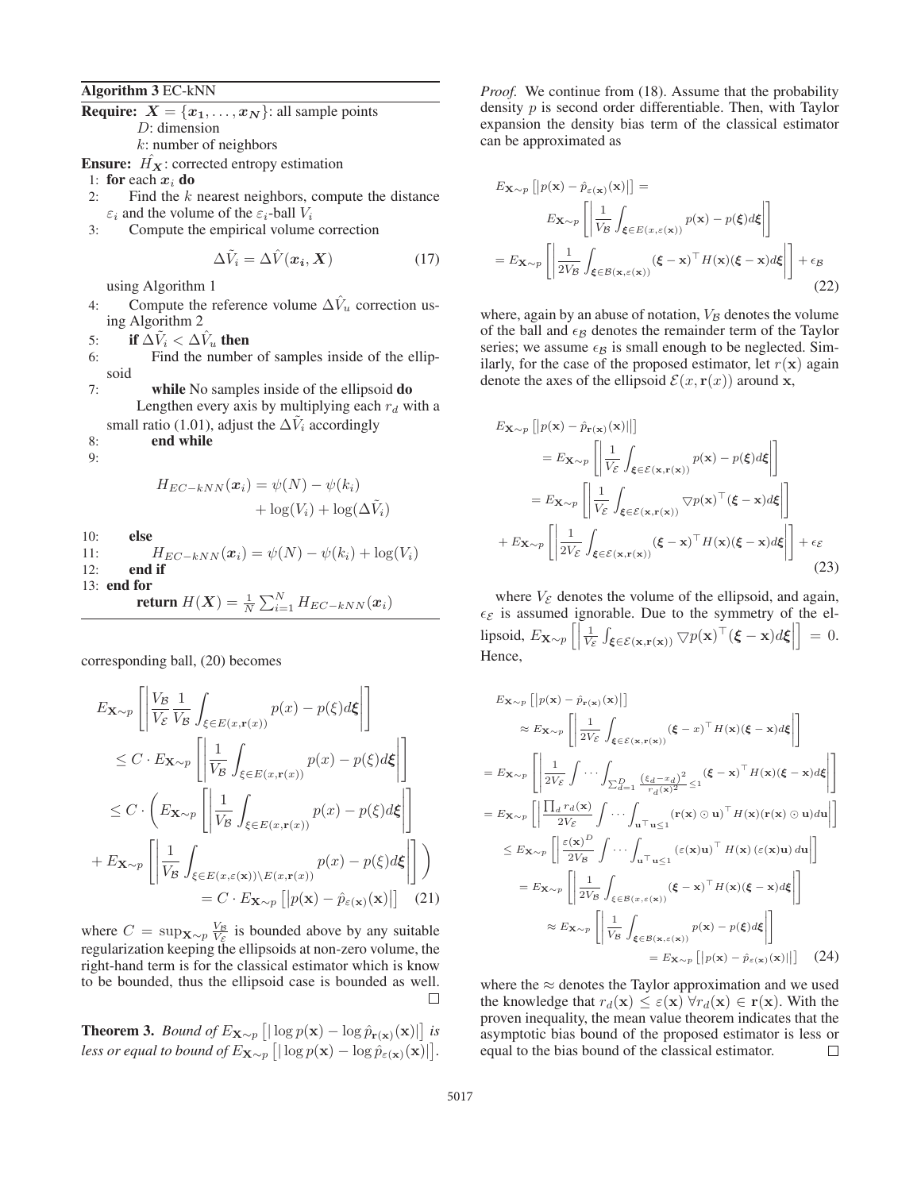**Algorithm 3** EC-kNN

**Require:** $\boldsymbol{X} = \{\boldsymbol{x_1}, \ldots, \boldsymbol{x_N}\}$: all sample points
 $D$: dimension
 $k$: number of neighbors

**Ensure:** $\hat{H_{\boldsymbol{X}}}$: corrected entropy estimation

1: **for** each $\boldsymbol{x_i}$ **do**
2: Find the $k$ nearest neighbors, compute the distance $\varepsilon_i$ and the volume of the $\varepsilon_i$-ball $V_i$
3: Compute the empirical volume correction

$$\Delta\tilde{V}_i = \Delta\hat{V}(\boldsymbol{x_i}, \boldsymbol{X}) \tag{17}$$

 using Algorithm 1
4: Compute the reference volume $\Delta\hat{V}_u$ correction using Algorithm 2
5: **if** $\Delta\tilde{V}_i < \Delta\hat{V}_u$ **then**
6: Find the number of samples inside of the ellipsoid
7: **while** No samples inside of the ellipsoid **do**
 Lengthen every axis by multiplying each $r_d$ with a small ratio (1.01), adjust the $\Delta\tilde{V}_i$ accordingly
8: **end while**
9:

$$H_{EC-kNN}(\boldsymbol{x}_i) = \psi(N) - \psi(k_i) + \log(V_i) + \log(\Delta\tilde{V}_i)$$

10: **else**
11: $H_{EC-kNN}(\boldsymbol{x}_i) = \psi(N) - \psi(k_i) + \log(V_i)$
12: **end if**
13: **end for**
 **return** $H(\boldsymbol{X}) = \frac{1}{N}\sum_{i=1}^{N} H_{EC-kNN}(\boldsymbol{x}_i)$

corresponding ball, (20) becomes

$$\begin{aligned}
&E_{\mathbf{X}\sim p}\left[\left|\frac{V_{\mathcal{B}}}{V_{\mathcal{E}}}\frac{1}{V_{\mathcal{B}}}\int_{\xi\in E(x,\mathbf{r}(x))} p(x) - p(\xi)d\boldsymbol{\xi}\right|\right] \\
&\leq C \cdot E_{\mathbf{X}\sim p}\left[\left|\frac{1}{V_{\mathcal{B}}}\int_{\xi\in E(x,\mathbf{r}(x))} p(x) - p(\xi)d\boldsymbol{\xi}\right|\right] \\
&\leq C \cdot \left(E_{\mathbf{X}\sim p}\left[\left|\frac{1}{V_{\mathcal{B}}}\int_{\xi\in E(x,\mathbf{r}(x))} p(x) - p(\xi)d\boldsymbol{\xi}\right|\right]\right. \\
&\left.+ E_{\mathbf{X}\sim p}\left[\left|\frac{1}{V_{\mathcal{B}}}\int_{\xi\in E(x,\varepsilon(\mathbf{x}))\setminus E(x,\mathbf{r}(x))} p(x) - p(\xi)d\boldsymbol{\xi}\right|\right]\right) \\
&= C \cdot E_{\mathbf{X}\sim p}\left[|p(\mathbf{x}) - \hat{p}_{\varepsilon(\mathbf{x})}(\mathbf{x})|\right]
\end{aligned} \tag{21}$$

where $C = \sup_{\mathbf{X}\sim p}\frac{V_{\mathcal{B}}}{V_{\mathcal{E}}}$ is bounded above by any suitable regularization keeping the ellipsoids at non-zero volume, the right-hand term is for the classical estimator which is know to be bounded, thus the ellipsoid case is bounded as well. □

**Theorem 3.** *Bound of $E_{\mathbf{X}\sim p}\left[|\log p(\mathbf{x}) - \log\hat{p}_{\mathbf{r}(\mathbf{x})}(\mathbf{x})|\right]$ is less or equal to bound of $E_{\mathbf{X}\sim p}\left[|\log p(\mathbf{x}) - \log\hat{p}_{\varepsilon(\mathbf{x})}(\mathbf{x})|\right]$.*

*Proof.* We continue from (18). Assume that the probability density $p$ is second order differentiable. Then, with Taylor expansion the density bias term of the classical estimator can be approximated as

$$\begin{aligned}
&E_{\mathbf{X}\sim p}\left[|p(\mathbf{x}) - \hat{p}_{\varepsilon(\mathbf{x})}(\mathbf{x})|\right] = \\
&\quad E_{\mathbf{X}\sim p}\left[\left|\frac{1}{V_{\mathcal{B}}}\int_{\boldsymbol{\xi}\in E(x,\varepsilon(\mathbf{x}))} p(\mathbf{x}) - p(\boldsymbol{\xi})d\boldsymbol{\xi}\right|\right] \\
&= E_{\mathbf{X}\sim p}\left[\left|\frac{1}{2V_{\mathcal{B}}}\int_{\boldsymbol{\xi}\in\mathcal{B}(\mathbf{x},\varepsilon(\mathbf{x}))} (\boldsymbol{\xi}-\mathbf{x})^\top H(\mathbf{x})(\boldsymbol{\xi}-\mathbf{x})d\boldsymbol{\xi}\right|\right] + \epsilon_{\mathcal{B}}
\end{aligned} \tag{22}$$

where, again by an abuse of notation, $V_{\mathcal{B}}$ denotes the volume of the ball and $\epsilon_{\mathcal{B}}$ denotes the remainder term of the Taylor series; we assume $\epsilon_{\mathcal{B}}$ is small enough to be neglected. Similarly, for the case of the proposed estimator, let $r(\mathbf{x})$ again denote the axes of the ellipsoid $\mathcal{E}(x, \mathbf{r}(x))$ around $\mathbf{x}$,

$$\begin{aligned}
&E_{\mathbf{X}\sim p}\left[|p(\mathbf{x}) - \hat{p}_{\mathbf{r}(\mathbf{x})}(\mathbf{x})|\right] \\
&= E_{\mathbf{X}\sim p}\left[\left|\frac{1}{V_{\mathcal{E}}}\int_{\boldsymbol{\xi}\in\mathcal{E}(\mathbf{x},\mathbf{r}(\mathbf{x}))} p(\mathbf{x}) - p(\boldsymbol{\xi})d\boldsymbol{\xi}\right|\right] \\
&= E_{\mathbf{X}\sim p}\left[\left|\frac{1}{V_{\mathcal{E}}}\int_{\boldsymbol{\xi}\in\mathcal{E}(\mathbf{x},\mathbf{r}(\mathbf{x}))} \nabla p(\mathbf{x})^\top(\boldsymbol{\xi}-\mathbf{x})d\boldsymbol{\xi}\right|\right] \\
&+ E_{\mathbf{X}\sim p}\left[\left|\frac{1}{2V_{\mathcal{E}}}\int_{\boldsymbol{\xi}\in\mathcal{E}(\mathbf{x},\mathbf{r}(\mathbf{x}))} (\boldsymbol{\xi}-\mathbf{x})^\top H(\mathbf{x})(\boldsymbol{\xi}-\mathbf{x})d\boldsymbol{\xi}\right|\right] + \epsilon_{\mathcal{E}}
\end{aligned} \tag{23}$$

where $V_{\mathcal{E}}$ denotes the volume of the ellipsoid, and again, $\epsilon_{\mathcal{E}}$ is assumed ignorable. Due to the symmetry of the ellipsoid, $E_{\mathbf{X}\sim p}\left[\left|\frac{1}{V_{\mathcal{E}}}\int_{\boldsymbol{\xi}\in\mathcal{E}(\mathbf{x},\mathbf{r}(\mathbf{x}))}\nabla p(\mathbf{x})^\top(\boldsymbol{\xi}-\mathbf{x})d\boldsymbol{\xi}\right|\right] = 0$. Hence,

$$\begin{aligned}
&E_{\mathbf{X}\sim p}\left[|p(\mathbf{x}) - \hat{p}_{\mathbf{r}(\mathbf{x})}(\mathbf{x})|\right] \\
&\approx E_{\mathbf{X}\sim p}\left[\left|\frac{1}{2V_{\mathcal{E}}}\int_{\boldsymbol{\xi}\in\mathcal{E}(\mathbf{x},\mathbf{r}(\mathbf{x}))} (\boldsymbol{\xi}-x)^\top H(\mathbf{x})(\boldsymbol{\xi}-\mathbf{x})d\boldsymbol{\xi}\right|\right] \\
&= E_{\mathbf{X}\sim p}\left[\left|\frac{1}{2V_{\mathcal{E}}}\int\cdots\int_{\sum_{d=1}^{D}\frac{(\xi_d - x_d)^2}{r_d(\mathbf{x})^2}\leq 1} (\boldsymbol{\xi}-\mathbf{x})^\top H(\mathbf{x})(\boldsymbol{\xi}-\mathbf{x})d\boldsymbol{\xi}\right|\right] \\
&= E_{\mathbf{X}\sim p}\left[\left|\frac{\prod_d r_d(\mathbf{x})}{2V_{\mathcal{E}}}\int\cdots\int_{\mathbf{u}^\top\mathbf{u}\leq 1} (\mathbf{r}(\mathbf{x})\odot\mathbf{u})^\top H(\mathbf{x})(\mathbf{r}(\mathbf{x})\odot\mathbf{u})d\mathbf{u}\right|\right] \\
&\leq E_{\mathbf{X}\sim p}\left[\left|\frac{\varepsilon(\mathbf{x})^D}{2V_{\mathcal{B}}}\int\cdots\int_{\mathbf{u}^\top\mathbf{u}\leq 1} (\varepsilon(\mathbf{x})\mathbf{u})^\top H(\mathbf{x})\,(\varepsilon(\mathbf{x})\mathbf{u})\,d\mathbf{u}\right|\right] \\
&= E_{\mathbf{X}\sim p}\left[\left|\frac{1}{2V_{\mathcal{B}}}\int_{\xi\in\mathcal{B}(x,\varepsilon(x))} (\boldsymbol{\xi}-\mathbf{x})^\top H(\mathbf{x})(\boldsymbol{\xi}-\mathbf{x})d\boldsymbol{\xi}\right|\right] \\
&\approx E_{\mathbf{X}\sim p}\left[\left|\frac{1}{V_{\mathcal{B}}}\int_{\boldsymbol{\xi}\in\mathcal{B}(\mathbf{x},\varepsilon(\mathbf{x}))} p(\mathbf{x}) - p(\xi)d\boldsymbol{\xi}\right|\right] \\
&= E_{\mathbf{X}\sim p}\left[|p(\mathbf{x}) - \hat{p}_{\varepsilon(\mathbf{x})}(\mathbf{x})|\right]
\end{aligned} \tag{24}$$

where the $\approx$ denotes the Taylor approximation and we used the knowledge that $r_d(\mathbf{x}) \leq \varepsilon(\mathbf{x})\ \forall r_d(\mathbf{x}) \in \mathbf{r}(\mathbf{x})$. With the proven inequality, the mean value theorem indicates that the asymptotic bias bound of the proposed estimator is less or equal to the bias bound of the classical estimator. □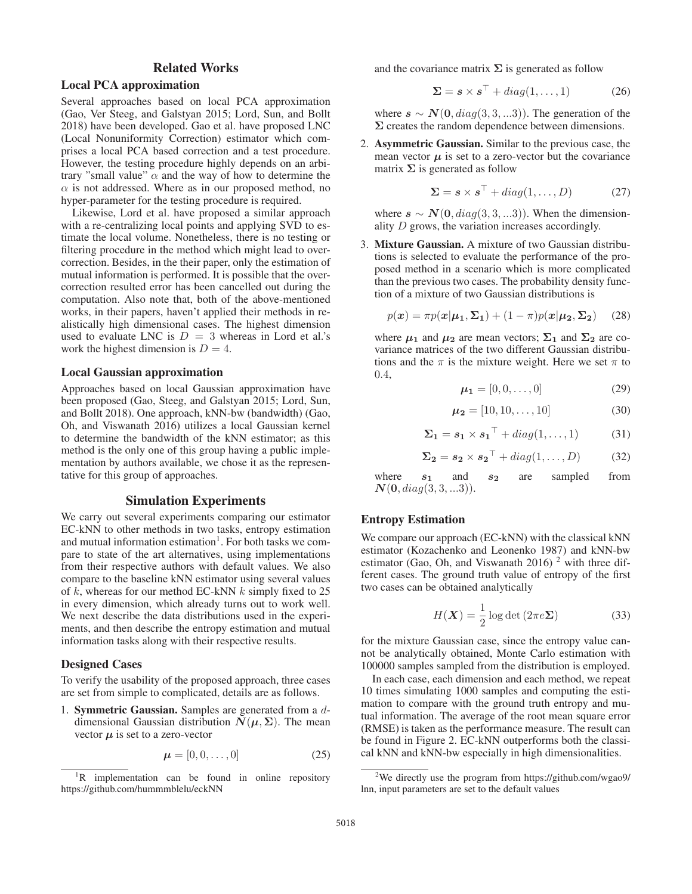## Related Works

### Local PCA approximation

Several approaches based on local PCA approximation (Gao, Ver Steeg, and Galstyan 2015; Lord, Sun, and Bollt 2018) have been developed. Gao et al. have proposed LNC (Local Nonuniformity Correction) estimator which comprises a local PCA based correction and a test procedure. However, the testing procedure highly depends on an arbitrary "small value" $\alpha$ and the way of how to determine the $\alpha$ is not addressed. Where as in our proposed method, no hyper-parameter for the testing procedure is required.

Likewise, Lord et al. have proposed a similar approach with a re-centralizing local points and applying SVD to estimate the local volume. Nonetheless, there is no testing or filtering procedure in the method which might lead to over-correction. Besides, in the their paper, only the estimation of mutual information is performed. It is possible that the over-correction resulted error has been cancelled out during the computation. Also note that, both of the above-mentioned works, in their papers, haven't applied their methods in realistically high dimensional cases. The highest dimension used to evaluate LNC is $D = 3$ whereas in Lord et al.'s work the highest dimension is $D = 4$.

### Local Gaussian approximation

Approaches based on local Gaussian approximation have been proposed (Gao, Steeg, and Galstyan 2015; Lord, Sun, and Bollt 2018). One approach, kNN-bw (bandwidth) (Gao, Oh, and Viswanath 2016) utilizes a local Gaussian kernel to determine the bandwidth of the kNN estimator; as this method is the only one of this group having a public implementation by authors available, we chose it as the representative for this group of approaches.

## Simulation Experiments

We carry out several experiments comparing our estimator EC-kNN to other methods in two tasks, entropy estimation and mutual information estimation[1]. For both tasks we compare to state of the art alternatives, using implementations from their respective authors with default values. We also compare to the baseline kNN estimator using several values of $k$, whereas for our method EC-kNN $k$ simply fixed to 25 in every dimension, which already turns out to work well. We next describe the data distributions used in the experiments, and then describe the entropy estimation and mutual information tasks along with their respective results.

### Designed Cases

To verify the usability of the proposed approach, three cases are set from simple to complicated, details are as follows.

1. **Symmetric Gaussian.** Samples are generated from a $d$-dimensional Gaussian distribution $\boldsymbol{N}(\boldsymbol{\mu}, \boldsymbol{\Sigma})$. The mean vector $\boldsymbol{\mu}$ is set to a zero-vector

$$\boldsymbol{\mu} = [0, 0, \ldots, 0] \tag{25}$$

and the covariance matrix $\boldsymbol{\Sigma}$ is generated as follow

$$\boldsymbol{\Sigma} = \boldsymbol{s} \times \boldsymbol{s}^{\top} + diag(1, \ldots, 1) \tag{26}$$

where $\boldsymbol{s} \sim \boldsymbol{N}(\boldsymbol{0}, diag(3, 3, ...3))$. The generation of the $\boldsymbol{\Sigma}$ creates the random dependence between dimensions.

2. **Asymmetric Gaussian.** Similar to the previous case, the mean vector $\boldsymbol{\mu}$ is set to a zero-vector but the covariance matrix $\boldsymbol{\Sigma}$ is generated as follow

$$\boldsymbol{\Sigma} = \boldsymbol{s} \times \boldsymbol{s}^{\top} + diag(1, \ldots, D) \tag{27}$$

where $\boldsymbol{s} \sim \boldsymbol{N}(\boldsymbol{0}, diag(3, 3, ...3))$. When the dimensionality $D$ grows, the variation increases accordingly.

3. **Mixture Gaussian.** A mixture of two Gaussian distributions is selected to evaluate the performance of the proposed method in a scenario which is more complicated than the previous two cases. The probability density function of a mixture of two Gaussian distributions is

$$p(\boldsymbol{x}) = \pi p(\boldsymbol{x}|\boldsymbol{\mu_1}, \boldsymbol{\Sigma_1}) + (1 - \pi) p(\boldsymbol{x}|\boldsymbol{\mu_2}, \boldsymbol{\Sigma_2}) \tag{28}$$

where $\boldsymbol{\mu_1}$ and $\boldsymbol{\mu_2}$ are mean vectors; $\boldsymbol{\Sigma_1}$ and $\boldsymbol{\Sigma_2}$ are covariance matrices of the two different Gaussian distributions and the $\pi$ is the mixture weight. Here we set $\pi$ to 0.4,

$$\boldsymbol{\mu_1} = [0, 0, \ldots, 0] \tag{29}$$

$$\boldsymbol{\mu_2} = [10, 10, \ldots, 10] \tag{30}$$

$$\boldsymbol{\Sigma_1} = \boldsymbol{s_1} \times \boldsymbol{s_1}^{\top} + diag(1, \ldots, 1) \tag{31}$$

$$\boldsymbol{\Sigma_2} = \boldsymbol{s_2} \times \boldsymbol{s_2}^{\top} + diag(1, \ldots, D) \tag{32}$$

where $\boldsymbol{s_1}$ and $\boldsymbol{s_2}$ are sampled from $\boldsymbol{N}(\boldsymbol{0}, diag(3, 3, ...3))$.

### Entropy Estimation

We compare our approach (EC-kNN) with the classical kNN estimator (Kozachenko and Leonenko 1987) and kNN-bw estimator (Gao, Oh, and Viswanath 2016) [2] with three different cases. The ground truth value of entropy of the first two cases can be obtained analytically

$$H(\boldsymbol{X}) = \frac{1}{2} \log \det (2\pi e \boldsymbol{\Sigma}) \tag{33}$$

for the mixture Gaussian case, since the entropy value cannot be analytically obtained, Monte Carlo estimation with 100000 samples sampled from the distribution is employed.

In each case, each dimension and each method, we repeat 10 times simulating 1000 samples and computing the estimation to compare with the ground truth entropy and mutual information. The average of the root mean square error (RMSE) is taken as the performance measure. The result can be found in Figure 2. EC-kNN outperforms both the classical kNN and kNN-bw especially in high dimensionalities.

[1] R implementation can be found in online repository https://github.com/hummmblelu/eckNN

[2] We directly use the program from https://github.com/wgao9/lnn, input parameters are set to the default values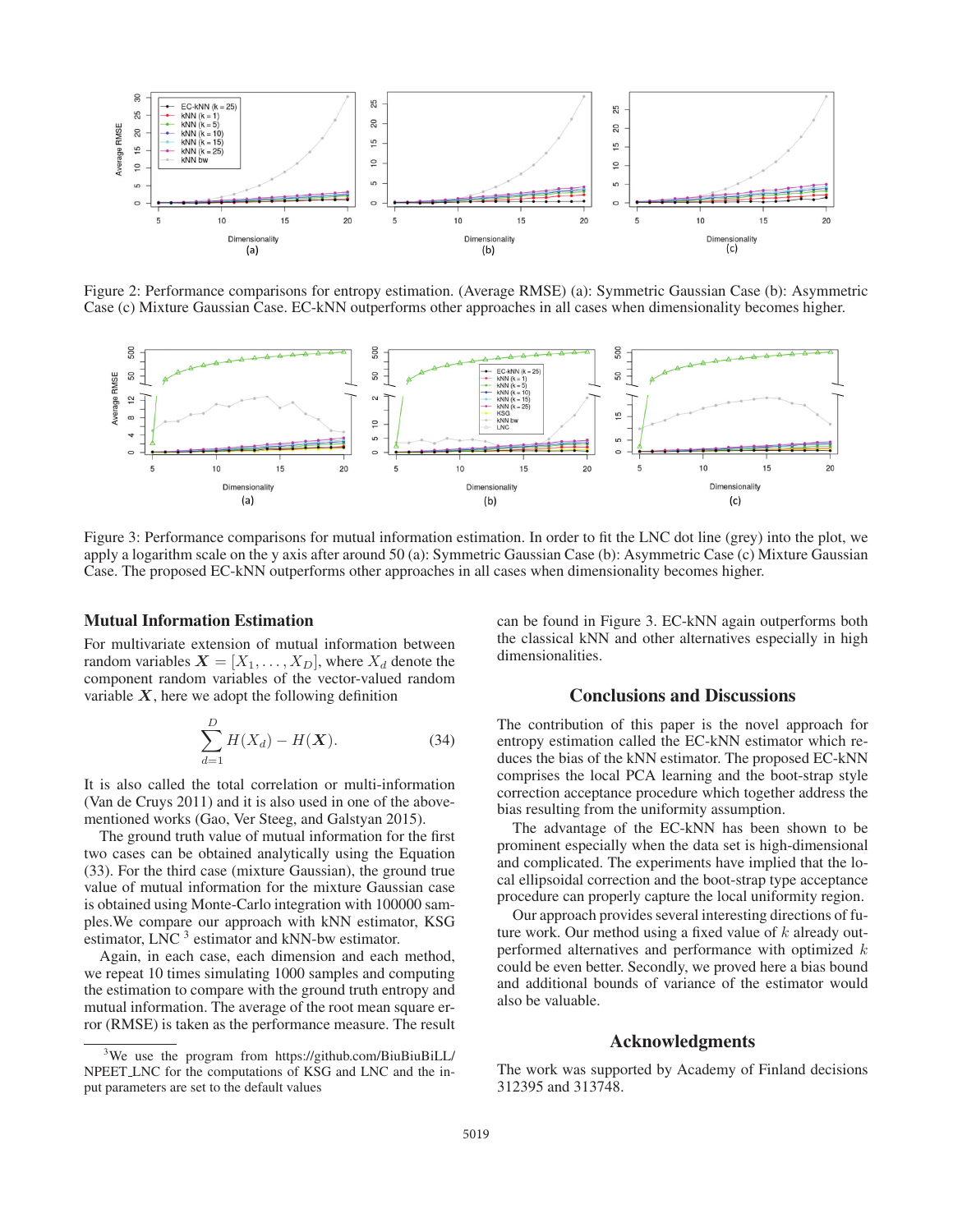Figure 2: Performance comparisons for entropy estimation. (Average RMSE) (a): Symmetric Gaussian Case (b): Asymmetric Case (c) Mixture Gaussian Case. EC-kNN outperforms other approaches in all cases when dimensionality becomes higher.

Figure 3: Performance comparisons for mutual information estimation. In order to fit the LNC dot line (grey) into the plot, we apply a logarithm scale on the y axis after around 50 (a): Symmetric Gaussian Case (b): Asymmetric Case (c) Mixture Gaussian Case. The proposed EC-kNN outperforms other approaches in all cases when dimensionality becomes higher.

### Mutual Information Estimation

For multivariate extension of mutual information between random variables $\boldsymbol{X} = [X_1, \ldots, X_D]$, where $X_d$ denote the component random variables of the vector-valued random variable $\boldsymbol{X}$, here we adopt the following definition

$$\sum_{d=1}^{D} H(X_d) - H(\boldsymbol{X}). \tag{34}$$

It is also called the total correlation or multi-information (Van de Cruys 2011) and it is also used in one of the above-mentioned works (Gao, Ver Steeg, and Galstyan 2015).

The ground truth value of mutual information for the first two cases can be obtained analytically using the Equation (33). For the third case (mixture Gaussian), the ground true value of mutual information for the mixture Gaussian case is obtained using Monte-Carlo integration with 100000 samples.We compare our approach with kNN estimator, KSG estimator, LNC [3] estimator and kNN-bw estimator.

Again, in each case, each dimension and each method, we repeat 10 times simulating 1000 samples and computing the estimation to compare with the ground truth entropy and mutual information. The average of the root mean square error (RMSE) is taken as the performance measure. The result can be found in Figure 3. EC-kNN again outperforms both the classical kNN and other alternatives especially in high dimensionalities.

[3] We use the program from https://github.com/BiuBiuBiLL/NPEET_LNC for the computations of KSG and LNC and the input parameters are set to the default values

## Conclusions and Discussions

The contribution of this paper is the novel approach for entropy estimation called the EC-kNN estimator which reduces the bias of the kNN estimator. The proposed EC-kNN comprises the local PCA learning and the boot-strap style correction acceptance procedure which together address the bias resulting from the uniformity assumption.

The advantage of the EC-kNN has been shown to be prominent especially when the data set is high-dimensional and complicated. The experiments have implied that the local ellipsoidal correction and the boot-strap type acceptance procedure can properly capture the local uniformity region.

Our approach provides several interesting directions of future work. Our method using a fixed value of $k$ already outperformed alternatives and performance with optimized $k$ could be even better. Secondly, we proved here a bias bound and additional bounds of variance of the estimator would also be valuable.

## Acknowledgments

The work was supported by Academy of Finland decisions 312395 and 313748.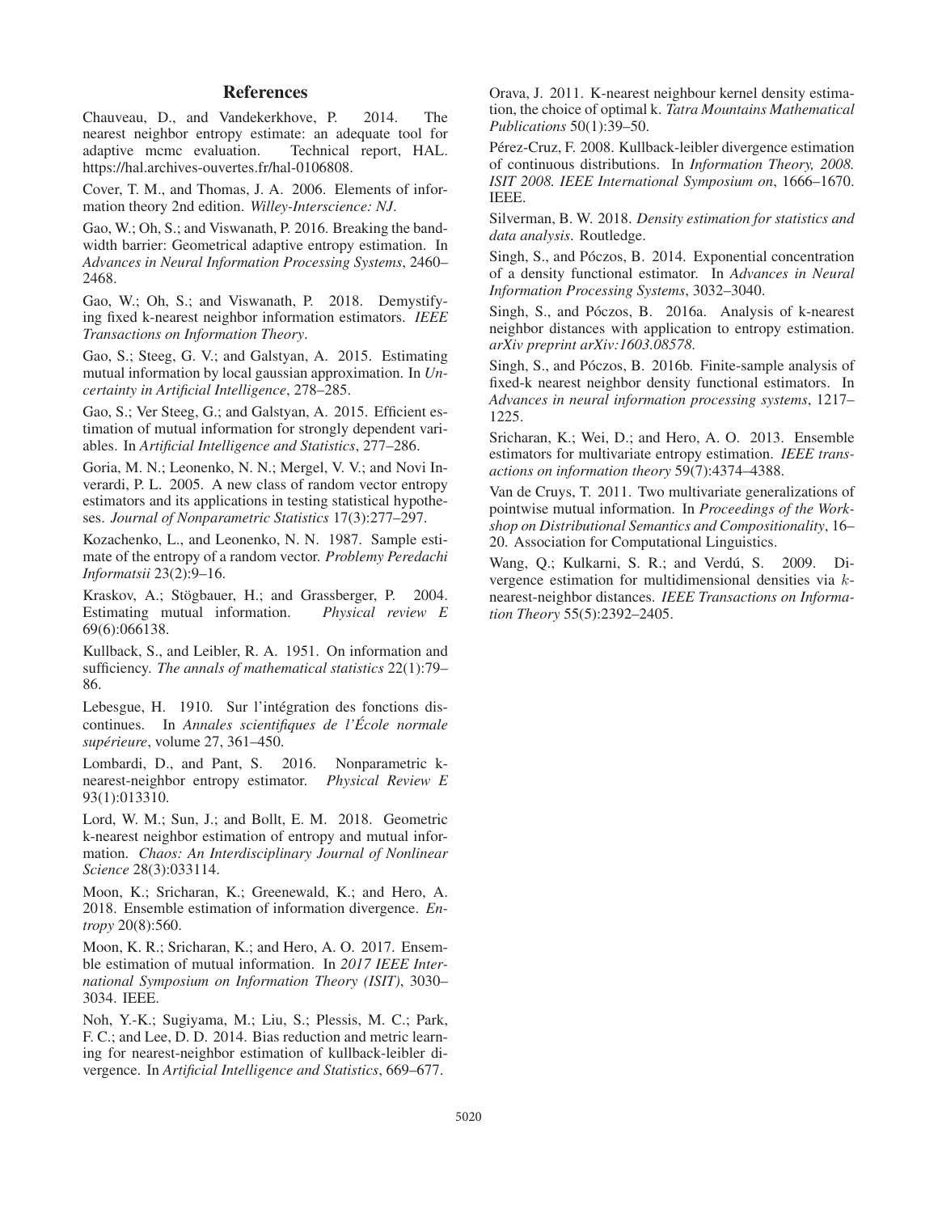## References

Chauveau, D., and Vandekerkhove, P. 2014. The nearest neighbor entropy estimate: an adequate tool for adaptive mcmc evaluation. Technical report, HAL. https://hal.archives-ouvertes.fr/hal-0106808.

Cover, T. M., and Thomas, J. A. 2006. Elements of information theory 2nd edition. *Willey-Interscience: NJ*.

Gao, W.; Oh, S.; and Viswanath, P. 2016. Breaking the bandwidth barrier: Geometrical adaptive entropy estimation. In *Advances in Neural Information Processing Systems*, 2460–2468.

Gao, W.; Oh, S.; and Viswanath, P. 2018. Demystifying fixed k-nearest neighbor information estimators. *IEEE Transactions on Information Theory*.

Gao, S.; Steeg, G. V.; and Galstyan, A. 2015. Estimating mutual information by local gaussian approximation. In *Uncertainty in Artificial Intelligence*, 278–285.

Gao, S.; Ver Steeg, G.; and Galstyan, A. 2015. Efficient estimation of mutual information for strongly dependent variables. In *Artificial Intelligence and Statistics*, 277–286.

Goria, M. N.; Leonenko, N. N.; Mergel, V. V.; and Novi Inverardi, P. L. 2005. A new class of random vector entropy estimators and its applications in testing statistical hypotheses. *Journal of Nonparametric Statistics* 17(3):277–297.

Kozachenko, L., and Leonenko, N. N. 1987. Sample estimate of the entropy of a random vector. *Problemy Peredachi Informatsii* 23(2):9–16.

Kraskov, A.; Stögbauer, H.; and Grassberger, P. 2004. Estimating mutual information. *Physical review E* 69(6):066138.

Kullback, S., and Leibler, R. A. 1951. On information and sufficiency. *The annals of mathematical statistics* 22(1):79–86.

Lebesgue, H. 1910. Sur l'intégration des fonctions discontinues. In *Annales scientifiques de l'École normale supérieure*, volume 27, 361–450.

Lombardi, D., and Pant, S. 2016. Nonparametric k-nearest-neighbor entropy estimator. *Physical Review E* 93(1):013310.

Lord, W. M.; Sun, J.; and Bollt, E. M. 2018. Geometric k-nearest neighbor estimation of entropy and mutual information. *Chaos: An Interdisciplinary Journal of Nonlinear Science* 28(3):033114.

Moon, K.; Sricharan, K.; Greenewald, K.; and Hero, A. 2018. Ensemble estimation of information divergence. *Entropy* 20(8):560.

Moon, K. R.; Sricharan, K.; and Hero, A. O. 2017. Ensemble estimation of mutual information. In *2017 IEEE International Symposium on Information Theory (ISIT)*, 3030–3034. IEEE.

Noh, Y.-K.; Sugiyama, M.; Liu, S.; Plessis, M. C.; Park, F. C.; and Lee, D. D. 2014. Bias reduction and metric learning for nearest-neighbor estimation of kullback-leibler divergence. In *Artificial Intelligence and Statistics*, 669–677.

Orava, J. 2011. K-nearest neighbour kernel density estimation, the choice of optimal k. *Tatra Mountains Mathematical Publications* 50(1):39–50.

Pérez-Cruz, F. 2008. Kullback-leibler divergence estimation of continuous distributions. In *Information Theory, 2008. ISIT 2008. IEEE International Symposium on*, 1666–1670. IEEE.

Silverman, B. W. 2018. *Density estimation for statistics and data analysis*. Routledge.

Singh, S., and Póczos, B. 2014. Exponential concentration of a density functional estimator. In *Advances in Neural Information Processing Systems*, 3032–3040.

Singh, S., and Póczos, B. 2016a. Analysis of k-nearest neighbor distances with application to entropy estimation. *arXiv preprint arXiv:1603.08578*.

Singh, S., and Póczos, B. 2016b. Finite-sample analysis of fixed-k nearest neighbor density functional estimators. In *Advances in neural information processing systems*, 1217–1225.

Sricharan, K.; Wei, D.; and Hero, A. O. 2013. Ensemble estimators for multivariate entropy estimation. *IEEE transactions on information theory* 59(7):4374–4388.

Van de Cruys, T. 2011. Two multivariate generalizations of pointwise mutual information. In *Proceedings of the Workshop on Distributional Semantics and Compositionality*, 16–20. Association for Computational Linguistics.

Wang, Q.; Kulkarni, S. R.; and Verdú, S. 2009. Divergence estimation for multidimensional densities via $k$-nearest-neighbor distances. *IEEE Transactions on Information Theory* 55(5):2392–2405.